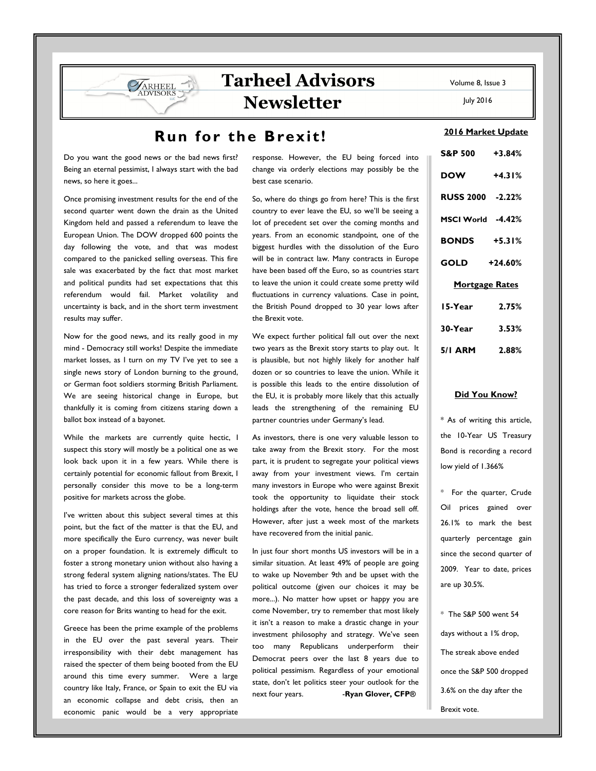# Tarheel Advisors Newsletter

Volume 8, Issue 3

July 2016

## Run for the Brexit!

Do you want the good news or the bad news first? Being an eternal pessimist, I always start with the bad news, so here it goes...

Once promising investment results for the end of the second quarter went down the drain as the United Kingdom held and passed a referendum to leave the European Union. The DOW dropped 600 points the day following the vote, and that was modest compared to the panicked selling overseas. This fire sale was exacerbated by the fact that most market and political pundits had set expectations that this referendum would fail. Market volatility and uncertainty is back, and in the short term investment results may suffer.

Now for the good news, and its really good in my mind - Democracy still works! Despite the immediate market losses, as I turn on my TV I've yet to see a single news story of London burning to the ground, or German foot soldiers storming British Parliament. We are seeing historical change in Europe, but thankfully it is coming from citizens staring down a ballot box instead of a bayonet.

While the markets are currently quite hectic, I suspect this story will mostly be a political one as we look back upon it in a few years. While there is certainly potential for economic fallout from Brexit, I personally consider this move to be a long-term positive for markets across the globe.

I've written about this subject several times at this point, but the fact of the matter is that the EU, and more specifically the Euro currency, was never built on a proper foundation. It is extremely difficult to foster a strong monetary union without also having a strong federal system aligning nations/states. The EU has tried to force a stronger federalized system over the past decade, and this loss of sovereignty was a core reason for Brits wanting to head for the exit.

Greece has been the prime example of the problems in the EU over the past several years. Their irresponsibility with their debt management has raised the specter of them being booted from the EU around this time every summer. Were a large country like Italy, France, or Spain to exit the EU via an economic collapse and debt crisis, then an economic panic would be a very appropriate response. However, the EU being forced into change via orderly elections may possibly be the best case scenario.

So, where do things go from here? This is the first country to ever leave the EU, so we'll be seeing a lot of precedent set over the coming months and years. From an economic standpoint, one of the biggest hurdles with the dissolution of the Euro will be in contract law. Many contracts in Europe have been based off the Euro, so as countries start to leave the union it could create some pretty wild fluctuations in currency valuations. Case in point, the British Pound dropped to 30 year lows after the Brexit vote.

We expect further political fall out over the next two years as the Brexit story starts to play out. It is plausible, but not highly likely for another half dozen or so countries to leave the union. While it is possible this leads to the entire dissolution of the EU, it is probably more likely that this actually leads the strengthening of the remaining EU partner countries under Germany's lead.

As investors, there is one very valuable lesson to take away from the Brexit story. For the most part, it is prudent to segregate your political views away from your investment views. I'm certain many investors in Europe who were against Brexit took the opportunity to liquidate their stock holdings after the vote, hence the broad sell off. However, after just a week most of the markets have recovered from the initial panic.

In just four short months US investors will be in a similar situation. At least 49% of people are going to wake up November 9th and be upset with the political outcome (given our choices it may be more...). No matter how upset or happy you are come November, try to remember that most likely it isn't a reason to make a drastic change in your investment philosophy and strategy. We've seen too many Republicans underperform their Democrat peers over the last 8 years due to political pessimism. Regardless of your emotional state, don't let politics steer your outlook for the next four years.

-**Ryan Glover, CFP®**

### 2016 Market Update

| | |
|---|---|
| **S&P 500** | **+3.84%** |
| **DOW** | **+4.31%** |
| **RUSS 2000** | **-2.22%** |
| **MSCI World** | **-4.42%** |
| **BONDS** | **+5.31%** |
| **GOLD** | **+24.60%** |

### Mortgage Rates

| | |
|---|---|
| **15-Year** | **2.75%** |
| **30-Year** | **3.53%** |
| **5/1 ARM** | **2.88%** |

### Did You Know?

* As of writing this article, the 10-Year US Treasury Bond is recording a record low yield of 1.366%

* For the quarter, Crude Oil prices gained over 26.1% to mark the best quarterly percentage gain since the second quarter of 2009. Year to date, prices are up 30.5%.

* The S&P 500 went 54 days without a 1% drop, The streak above ended once the S&P 500 dropped 3.6% on the day after the Brexit vote.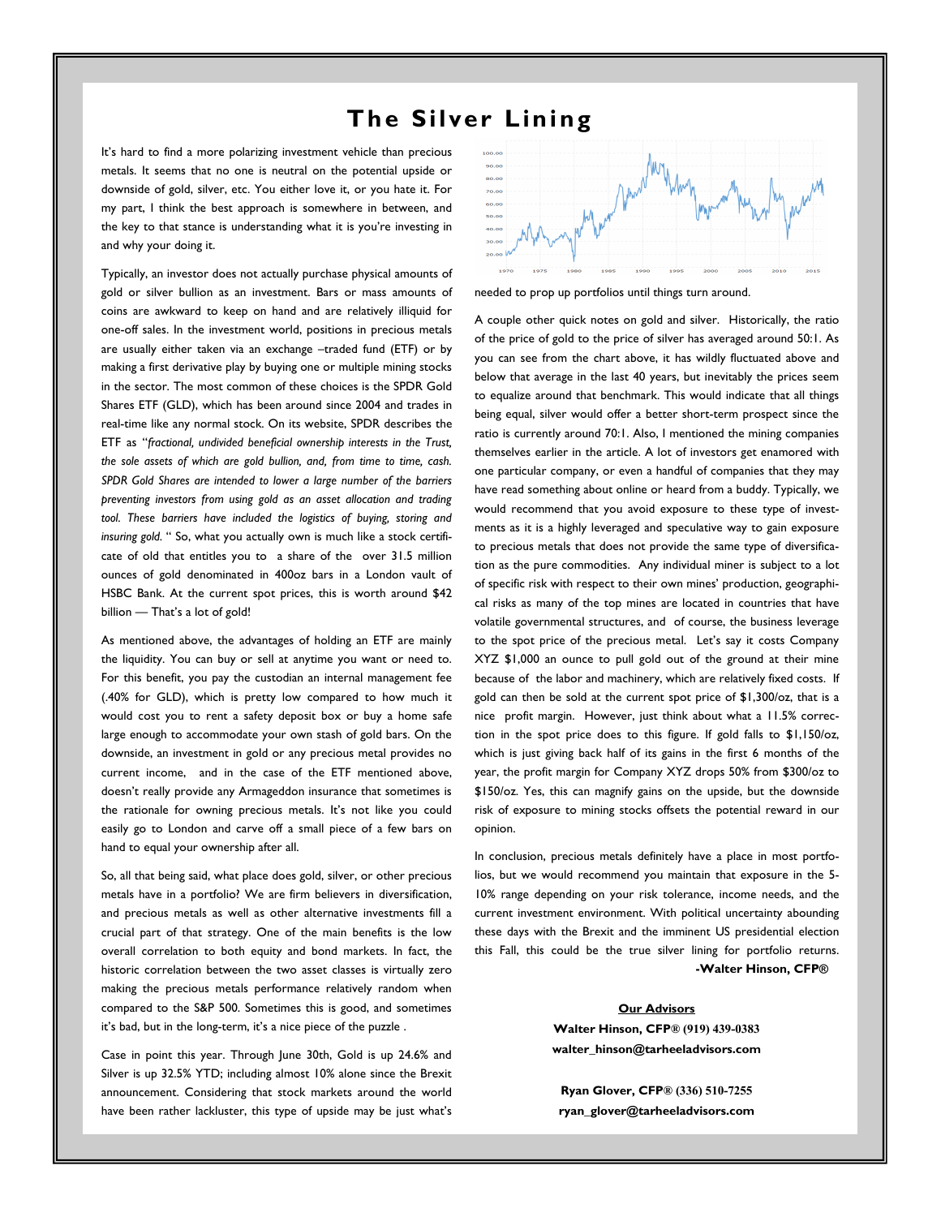# The Silver Lining

It's hard to find a more polarizing investment vehicle than precious metals. It seems that no one is neutral on the potential upside or downside of gold, silver, etc. You either love it, or you hate it. For my part, I think the best approach is somewhere in between, and the key to that stance is understanding what it is you're investing in and why your doing it.

Typically, an investor does not actually purchase physical amounts of gold or silver bullion as an investment. Bars or mass amounts of coins are awkward to keep on hand and are relatively illiquid for one-off sales. In the investment world, positions in precious metals are usually either taken via an exchange –traded fund (ETF) or by making a first derivative play by buying one or multiple mining stocks in the sector. The most common of these choices is the SPDR Gold Shares ETF (GLD), which has been around since 2004 and trades in real-time like any normal stock. On its website, SPDR describes the ETF as "*fractional, undivided beneficial ownership interests in the Trust, the sole assets of which are gold bullion, and, from time to time, cash. SPDR Gold Shares are intended to lower a large number of the barriers preventing investors from using gold as an asset allocation and trading tool. These barriers have included the logistics of buying, storing and insuring gold.* " So, what you actually own is much like a stock certificate of old that entitles you to a share of the over 31.5 million ounces of gold denominated in 400oz bars in a London vault of HSBC Bank. At the current spot prices, this is worth around $42 billion — That's a lot of gold!

As mentioned above, the advantages of holding an ETF are mainly the liquidity. You can buy or sell at anytime you want or need to. For this benefit, you pay the custodian an internal management fee (.40% for GLD), which is pretty low compared to how much it would cost you to rent a safety deposit box or buy a home safe large enough to accommodate your own stash of gold bars. On the downside, an investment in gold or any precious metal provides no current income, and in the case of the ETF mentioned above, doesn't really provide any Armageddon insurance that sometimes is the rationale for owning precious metals. It's not like you could easily go to London and carve off a small piece of a few bars on hand to equal your ownership after all.

So, all that being said, what place does gold, silver, or other precious metals have in a portfolio? We are firm believers in diversification, and precious metals as well as other alternative investments fill a crucial part of that strategy. One of the main benefits is the low overall correlation to both equity and bond markets. In fact, the historic correlation between the two asset classes is virtually zero making the precious metals performance relatively random when compared to the S&P 500. Sometimes this is good, and sometimes it's bad, but in the long-term, it's a nice piece of the puzzle .

Case in point this year. Through June 30th, Gold is up 24.6% and Silver is up 32.5% YTD; including almost 10% alone since the Brexit announcement. Considering that stock markets around the world have been rather lackluster, this type of upside may be just what's

100.00
90.00
80.00
70.00
60.00
50.00
40.00
30.00
20.00

1970 1975 1980 1985 1990 1995 2000 2005 2010 2015

needed to prop up portfolios until things turn around.

A couple other quick notes on gold and silver. Historically, the ratio of the price of gold to the price of silver has averaged around 50:1. As you can see from the chart above, it has wildly fluctuated above and below that average in the last 40 years, but inevitably the prices seem to equalize around that benchmark. This would indicate that all things being equal, silver would offer a better short-term prospect since the ratio is currently around 70:1. Also, I mentioned the mining companies themselves earlier in the article. A lot of investors get enamored with one particular company, or even a handful of companies that they may have read something about online or heard from a buddy. Typically, we would recommend that you avoid exposure to these type of investments as it is a highly leveraged and speculative way to gain exposure to precious metals that does not provide the same type of diversification as the pure commodities. Any individual miner is subject to a lot of specific risk with respect to their own mines' production, geographical risks as many of the top mines are located in countries that have volatile governmental structures, and of course, the business leverage to the spot price of the precious metal. Let's say it costs Company XYZ $1,000 an ounce to pull gold out of the ground at their mine because of the labor and machinery, which are relatively fixed costs. If gold can then be sold at the current spot price of $1,300/oz, that is a nice profit margin. However, just think about what a 11.5% correction in the spot price does to this figure. If gold falls to $1,150/oz, which is just giving back half of its gains in the first 6 months of the year, the profit margin for Company XYZ drops 50% from $300/oz to $150/oz. Yes, this can magnify gains on the upside, but the downside risk of exposure to mining stocks offsets the potential reward in our opinion.

In conclusion, precious metals definitely have a place in most portfolios, but we would recommend you maintain that exposure in the 5-10% range depending on your risk tolerance, income needs, and the current investment environment. With political uncertainty abounding these days with the Brexit and the imminent US presidential election this Fall, this could be the true silver lining for portfolio returns.

**-Walter Hinson, CFP®**

**Our Advisors**

**Walter Hinson, CFP® (919) 439-0383**
**walter_hinson@tarheeladvisors.com**

**Ryan Glover, CFP® (336) 510-7255**
**ryan_glover@tarheeladvisors.com**